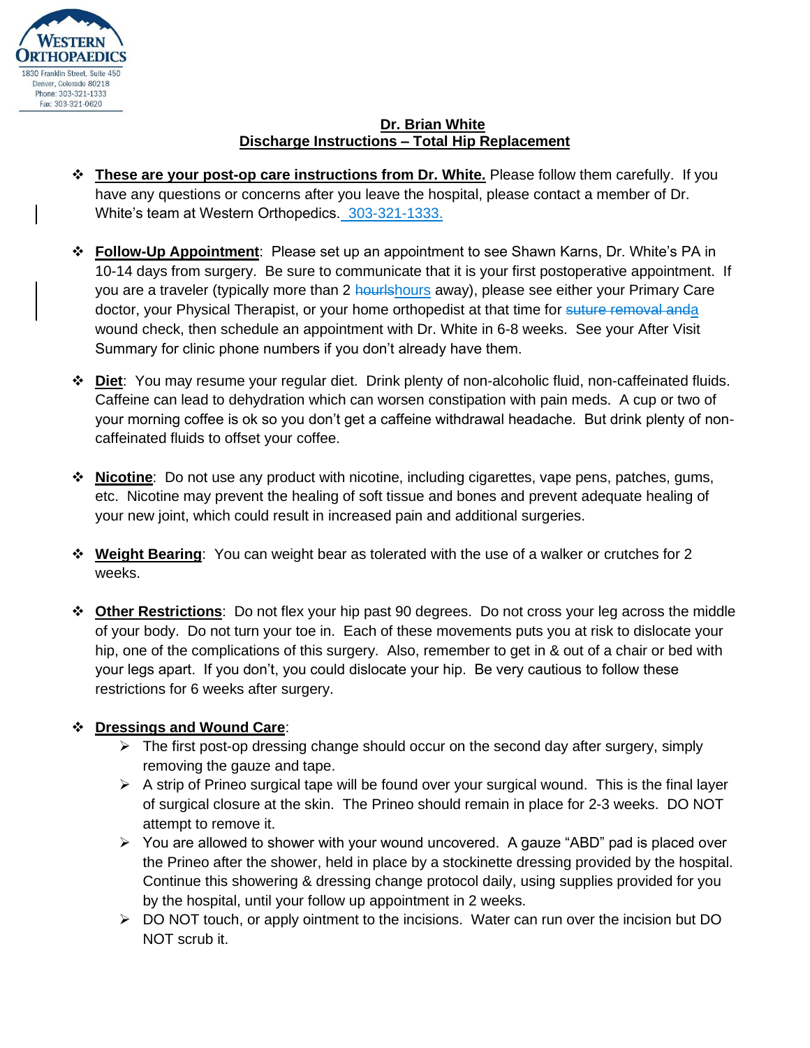WESTERN ORTHOPAEDICS
1830 Franklin Street, Suite 450
Denver, Colorado 80218
Phone: 303-321-1333
Fax: 303-321-0620

## Dr. Brian White
## Discharge Instructions – Total Hip Replacement

- **These are your post-op care instructions from Dr. White.** Please follow them carefully. If you have any questions or concerns after you leave the hospital, please contact a member of Dr. White's team at Western Orthopedics. 303-321-1333.

- **Follow-Up Appointment**: Please set up an appointment to see Shawn Karns, Dr. White's PA in 10-14 days from surgery. Be sure to communicate that it is your first postoperative appointment. If you are a traveler (typically more than 2 ~~hourls~~hours away), please see either your Primary Care doctor, your Physical Therapist, or your home orthopedist at that time for ~~suture removal and~~a wound check, then schedule an appointment with Dr. White in 6-8 weeks. See your After Visit Summary for clinic phone numbers if you don't already have them.

- **Diet**: You may resume your regular diet. Drink plenty of non-alcoholic fluid, non-caffeinated fluids. Caffeine can lead to dehydration which can worsen constipation with pain meds. A cup or two of your morning coffee is ok so you don't get a caffeine withdrawal headache. But drink plenty of non-caffeinated fluids to offset your coffee.

- **Nicotine**: Do not use any product with nicotine, including cigarettes, vape pens, patches, gums, etc. Nicotine may prevent the healing of soft tissue and bones and prevent adequate healing of your new joint, which could result in increased pain and additional surgeries.

- **Weight Bearing**: You can weight bear as tolerated with the use of a walker or crutches for 2 weeks.

- **Other Restrictions**: Do not flex your hip past 90 degrees. Do not cross your leg across the middle of your body. Do not turn your toe in. Each of these movements puts you at risk to dislocate your hip, one of the complications of this surgery. Also, remember to get in & out of a chair or bed with your legs apart. If you don't, you could dislocate your hip. Be very cautious to follow these restrictions for 6 weeks after surgery.

- **Dressings and Wound Care**:
  - The first post-op dressing change should occur on the second day after surgery, simply removing the gauze and tape.
  - A strip of Prineo surgical tape will be found over your surgical wound. This is the final layer of surgical closure at the skin. The Prineo should remain in place for 2-3 weeks. DO NOT attempt to remove it.
  - You are allowed to shower with your wound uncovered. A gauze "ABD" pad is placed over the Prineo after the shower, held in place by a stockinette dressing provided by the hospital. Continue this showering & dressing change protocol daily, using supplies provided for you by the hospital, until your follow up appointment in 2 weeks.
  - DO NOT touch, or apply ointment to the incisions. Water can run over the incision but DO NOT scrub it.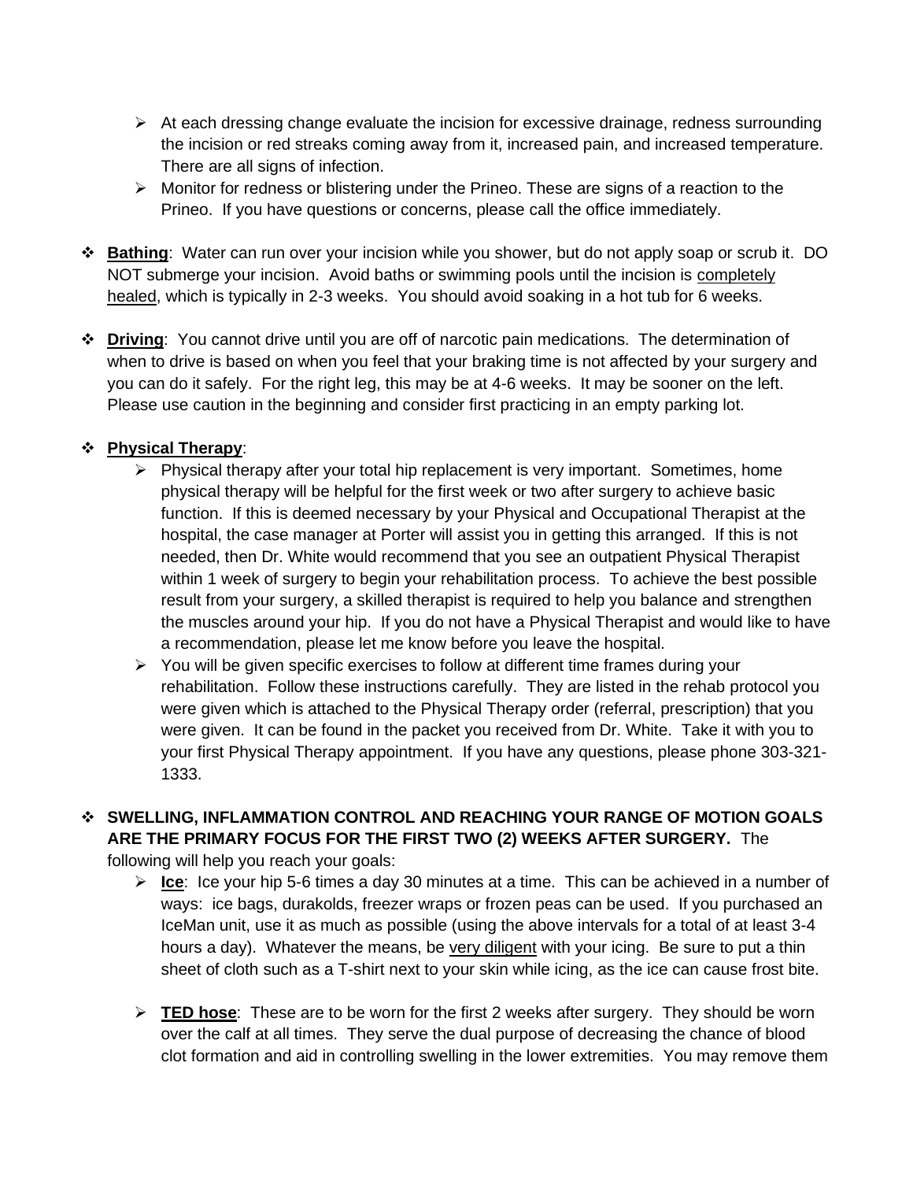- At each dressing change evaluate the incision for excessive drainage, redness surrounding the incision or red streaks coming away from it, increased pain, and increased temperature. There are all signs of infection.
- Monitor for redness or blistering under the Prineo. These are signs of a reaction to the Prineo. If you have questions or concerns, please call the office immediately.

- **Bathing**: Water can run over your incision while you shower, but do not apply soap or scrub it. DO NOT submerge your incision. Avoid baths or swimming pools until the incision is completely healed, which is typically in 2-3 weeks. You should avoid soaking in a hot tub for 6 weeks.

- **Driving**: You cannot drive until you are off of narcotic pain medications. The determination of when to drive is based on when you feel that your braking time is not affected by your surgery and you can do it safely. For the right leg, this may be at 4-6 weeks. It may be sooner on the left. Please use caution in the beginning and consider first practicing in an empty parking lot.

- **Physical Therapy**:
  - Physical therapy after your total hip replacement is very important. Sometimes, home physical therapy will be helpful for the first week or two after surgery to achieve basic function. If this is deemed necessary by your Physical and Occupational Therapist at the hospital, the case manager at Porter will assist you in getting this arranged. If this is not needed, then Dr. White would recommend that you see an outpatient Physical Therapist within 1 week of surgery to begin your rehabilitation process. To achieve the best possible result from your surgery, a skilled therapist is required to help you balance and strengthen the muscles around your hip. If you do not have a Physical Therapist and would like to have a recommendation, please let me know before you leave the hospital.
  - You will be given specific exercises to follow at different time frames during your rehabilitation. Follow these instructions carefully. They are listed in the rehab protocol you were given which is attached to the Physical Therapy order (referral, prescription) that you were given. It can be found in the packet you received from Dr. White. Take it with you to your first Physical Therapy appointment. If you have any questions, please phone 303-321-1333.

- **SWELLING, INFLAMMATION CONTROL AND REACHING YOUR RANGE OF MOTION GOALS ARE THE PRIMARY FOCUS FOR THE FIRST TWO (2) WEEKS AFTER SURGERY.** The following will help you reach your goals:
  - **Ice**: Ice your hip 5-6 times a day 30 minutes at a time. This can be achieved in a number of ways: ice bags, durakolds, freezer wraps or frozen peas can be used. If you purchased an IceMan unit, use it as much as possible (using the above intervals for a total of at least 3-4 hours a day). Whatever the means, be very diligent with your icing. Be sure to put a thin sheet of cloth such as a T-shirt next to your skin while icing, as the ice can cause frost bite.

  - **TED hose**: These are to be worn for the first 2 weeks after surgery. They should be worn over the calf at all times. They serve the dual purpose of decreasing the chance of blood clot formation and aid in controlling swelling in the lower extremities. You may remove them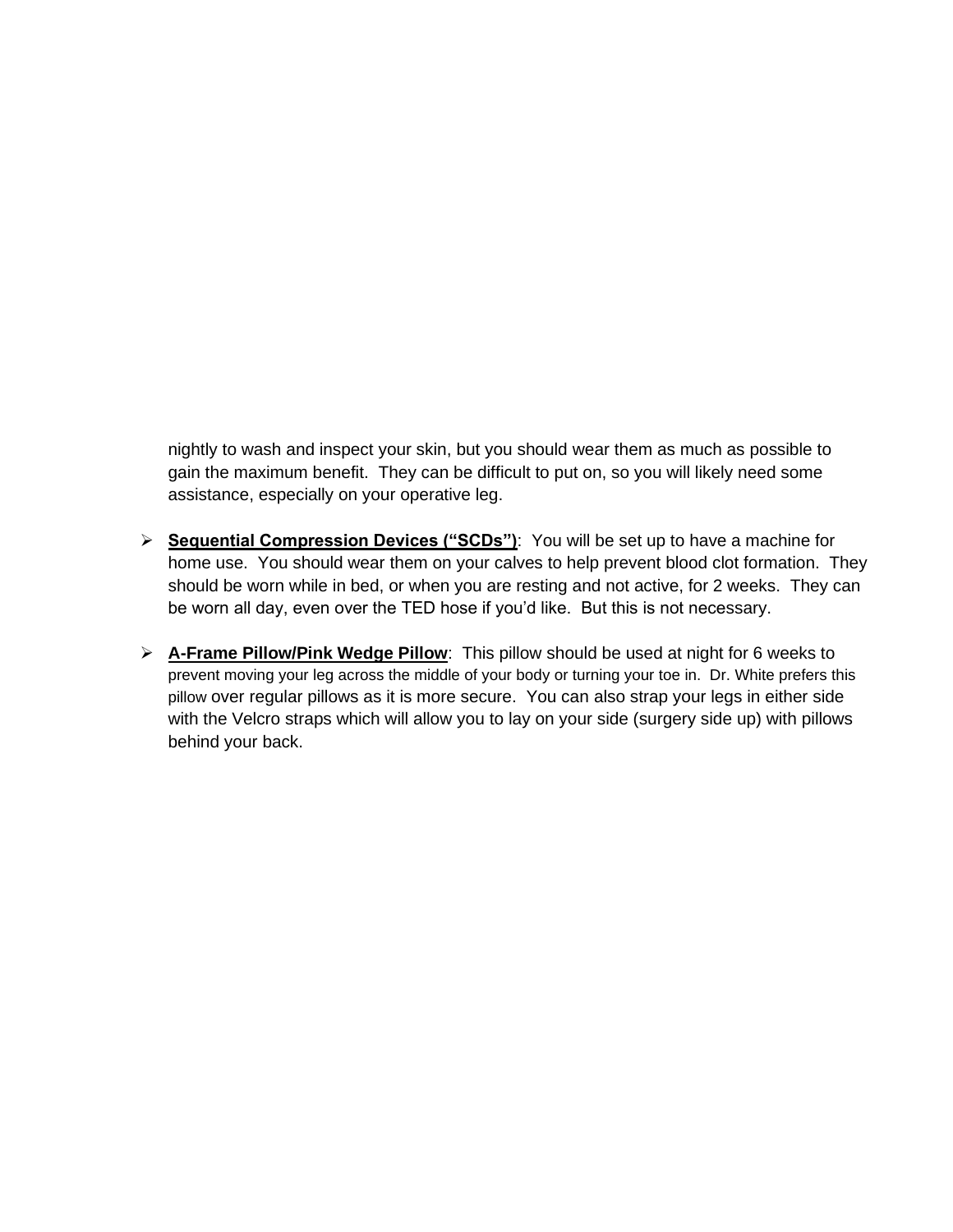nightly to wash and inspect your skin, but you should wear them as much as possible to gain the maximum benefit. They can be difficult to put on, so you will likely need some assistance, especially on your operative leg.

- **Sequential Compression Devices ("SCDs")**: You will be set up to have a machine for home use. You should wear them on your calves to help prevent blood clot formation. They should be worn while in bed, or when you are resting and not active, for 2 weeks. They can be worn all day, even over the TED hose if you'd like. But this is not necessary.

- **A-Frame Pillow/Pink Wedge Pillow**: This pillow should be used at night for 6 weeks to prevent moving your leg across the middle of your body or turning your toe in. Dr. White prefers this pillow over regular pillows as it is more secure. You can also strap your legs in either side with the Velcro straps which will allow you to lay on your side (surgery side up) with pillows behind your back.